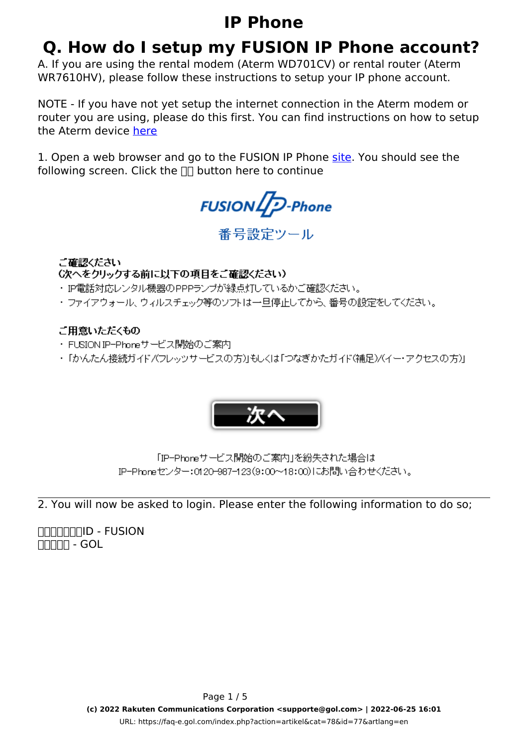# IP Phone

## Q. How do I setup my FUSION IP Phone account?

A. If you are using the rental modem (Aterm WD701CV) or rental router (Aterm WR7610HV), please follow these instructions to setup your IP phone account.

NOTE - If you have not yet setup the internet connection in the Aterm modem or router you are using, please do this first. You can find instructions on how to setup the Aterm device here

1. Open a web browser and go to the FUSION IP Phone site. You should see the following screen. Click the □□ button here to continue

FUSION IP-Phone

番号設定ツール

**ご確認ください**
**(次へをクリックする前に以下の項目をご確認ください)**

- IP電話対応レンタル機器のPPPランプが緑点灯しているかご確認ください。
- ファイアウォール、ウィルスチェック等のソフトは一旦停止してから、番号の設定をしてください。

**ご用意いただくもの**

- FUSION IP-Phoneサービス開始のご案内
- 「かんたん接続ガイド/(フレッツサービスの方)」もしくは「つなぎかたガイド(補足)/(イー・アクセスの方)」

次へ

「IP-Phoneサービス開始のご案内」を紛失された場合は
IP-Phoneセンター:0120-987-123(9:00~18:00)にお問い合わせください。

---

2. You will now be asked to login. Please enter the following information to do so;

□□□□□□□ID - FUSION
□□□□□ - GOL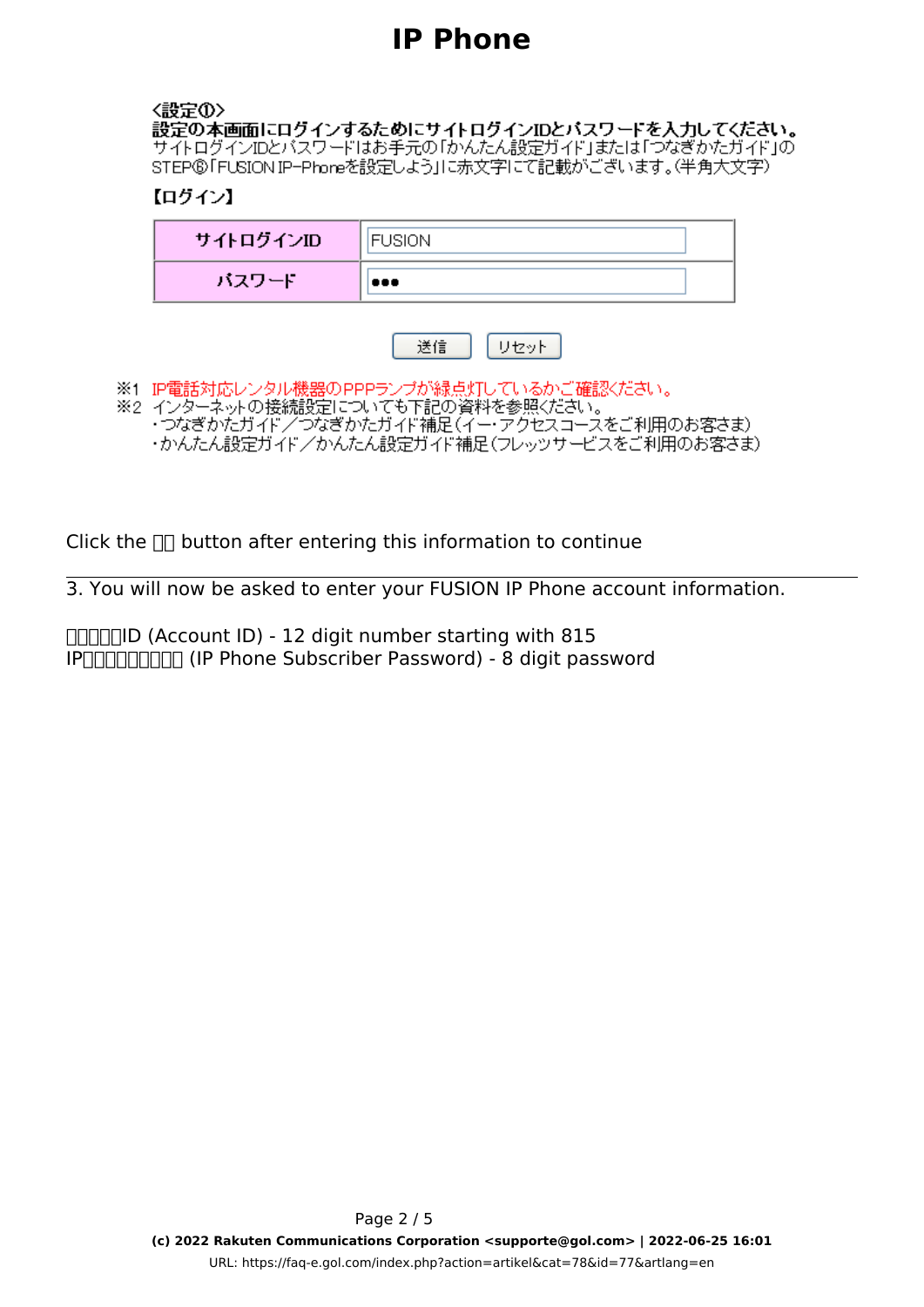<設定①>

**設定の本画面にログインするためにサイトログインIDとパスワードを入力してください。**
サイトログインIDとパスワードはお手元の「かんたん設定ガイド」または「つなぎかたガイド」のSTEP⑥「FUSION IP-Phoneを設定しよう」に赤文字にて記載がございます。(半角大文字)

【ログイン】

| サイトログインID | FUSION |
|---|---|
| パスワード | ●●● |

送信　リセット

※1 IP電話対応レンタル機器のPPPランプが緑点灯しているかご確認ください。
※2 インターネットの接続設定についても下記の資料を参照ください。
・つなぎかたガイド／つなぎかたガイド補足(イー・アクセスコースをご利用のお客さま)
・かんたん設定ガイド／かんたん設定ガイド補足(フレッツサービスをご利用のお客さま)

Click the □□ button after entering this information to continue

---

3. You will now be asked to enter your FUSION IP Phone account information.

□□□□□ID (Account ID) - 12 digit number starting with 815
IP□□□□□□□□□ (IP Phone Subscriber Password) - 8 digit password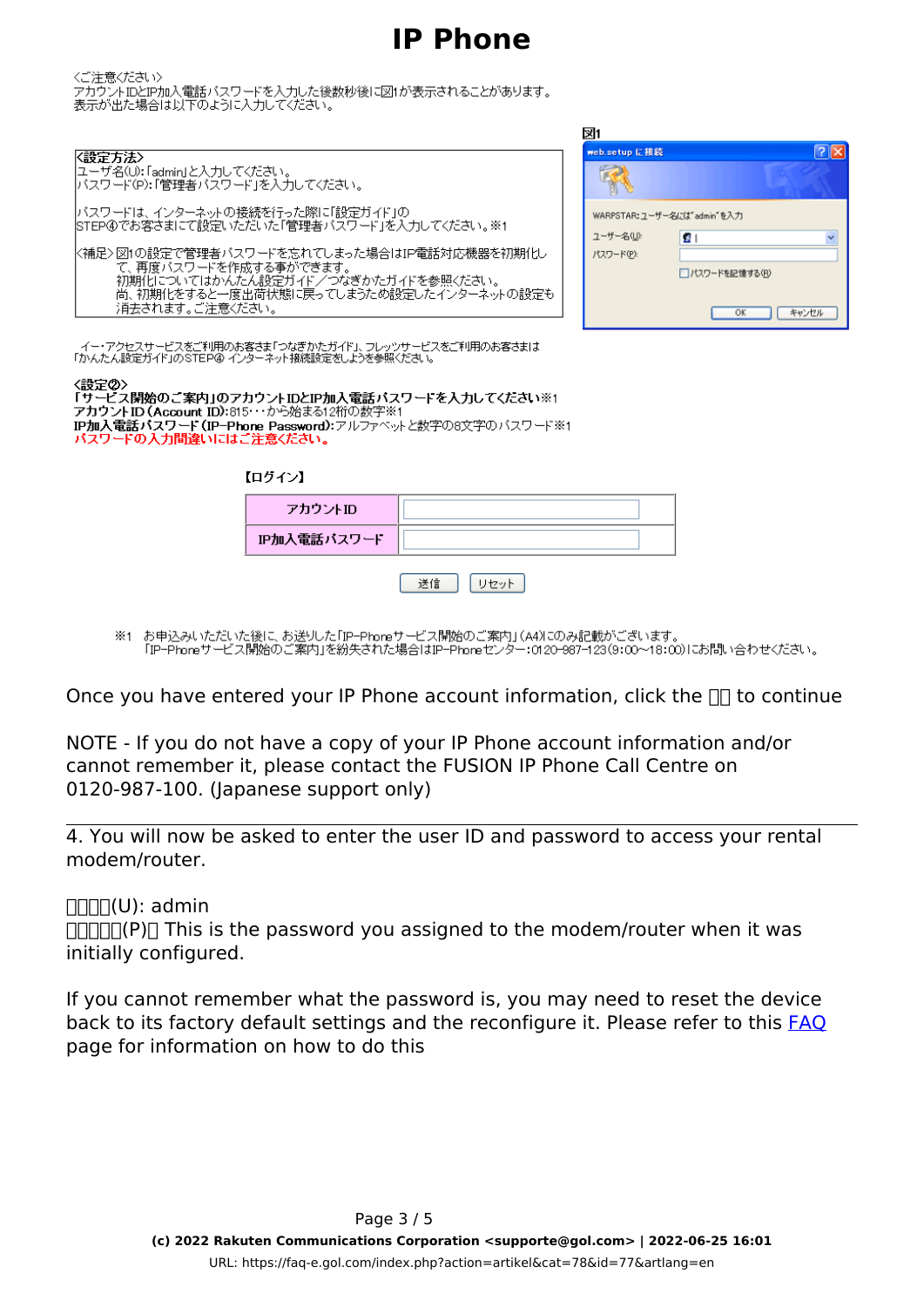# IP Phone

<ご注意ください>
アカウントIDとIP加入電話パスワードを入力した後数秒後に図1が表示されることがあります。
表示が出た場合は以下のように入力してください。

<設定方法>
ユーザ名(U):「admin」と入力してください。
パスワード(P):「管理者パスワード」を入力してください。

パスワードは、インターネットの接続を行った際に「設定ガイド」の
STEP④でお客さまにて設定いただいた「管理者パスワード」を入力してください。※1

<補足> 図1の設定で管理者パスワードを忘れてしまった場合はIP電話対応機器を初期化して、再度パスワードを作成する事ができます。
初期化についてはかんたん設定ガイド／つなぎかたガイドを参照ください。
尚、初期化をすると一度出荷状態に戻ってしまうため設定したインターネットの設定も消去されます。ご注意ください。

図1

web.setup に接続

WARPSTAR:ユーザー名には"admin"を入力

ユーザー名(U):

パスワード(P):

□パスワードを記憶する(R)

OK　キャンセル

イー・アクセスサービスをご利用のお客さまは「つなぎかたガイド」、フレッツサービスをご利用のお客さまは「かんたん設定ガイド」のSTEP④ インターネット接続設定をしようを参照ください。

**<設定②>**
**「サービス開始のご案内」のアカウントIDとIP加入電話パスワードを入力してください※1**
**アカウントID (Account ID):**815・・・から始まる12桁の数字※1
**IP加入電話パスワード (IP-Phone Password):**アルファベットと数字の8文字のパスワード※1
**パスワードの入力間違いにはご注意ください。**

【ログイン】

| アカウントID | |
|---|---|
| IP加入電話パスワード | |

送信　リセット

※1　お申込みいただいた後に、お送りした「IP-Phoneサービス開始のご案内」(A4)にのみ記載がございます。
「IP-Phoneサービス開始のご案内」を紛失された場合はIP-Phoneセンター:0120-987-123(9:00～18:00)にお問い合わせください。

Once you have entered your IP Phone account information, click the 送信 to continue

NOTE - If you do not have a copy of your IP Phone account information and/or cannot remember it, please contact the FUSION IP Phone Call Centre on 0120-987-100. (Japanese support only)

---

4. You will now be asked to enter the user ID and password to access your rental modem/router.

ユーザ名(U): admin
パスワード(P)： This is the password you assigned to the modem/router when it was initially configured.

If you cannot remember what the password is, you may need to reset the device back to its factory default settings and the reconfigure it. Please refer to this [FAQ](#) page for information on how to do this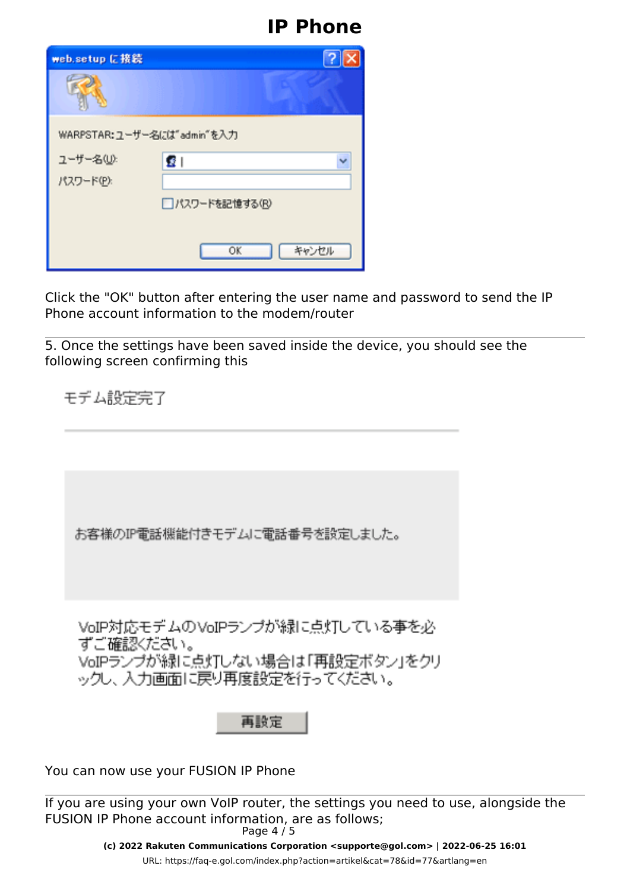Click the "OK" button after entering the user name and password to send the IP Phone account information to the modem/router

---

5. Once the settings have been saved inside the device, you should see the following screen confirming this

You can now use your FUSION IP Phone

---

If you are using your own VoIP router, the settings you need to use, alongside the FUSION IP Phone account information, are as follows;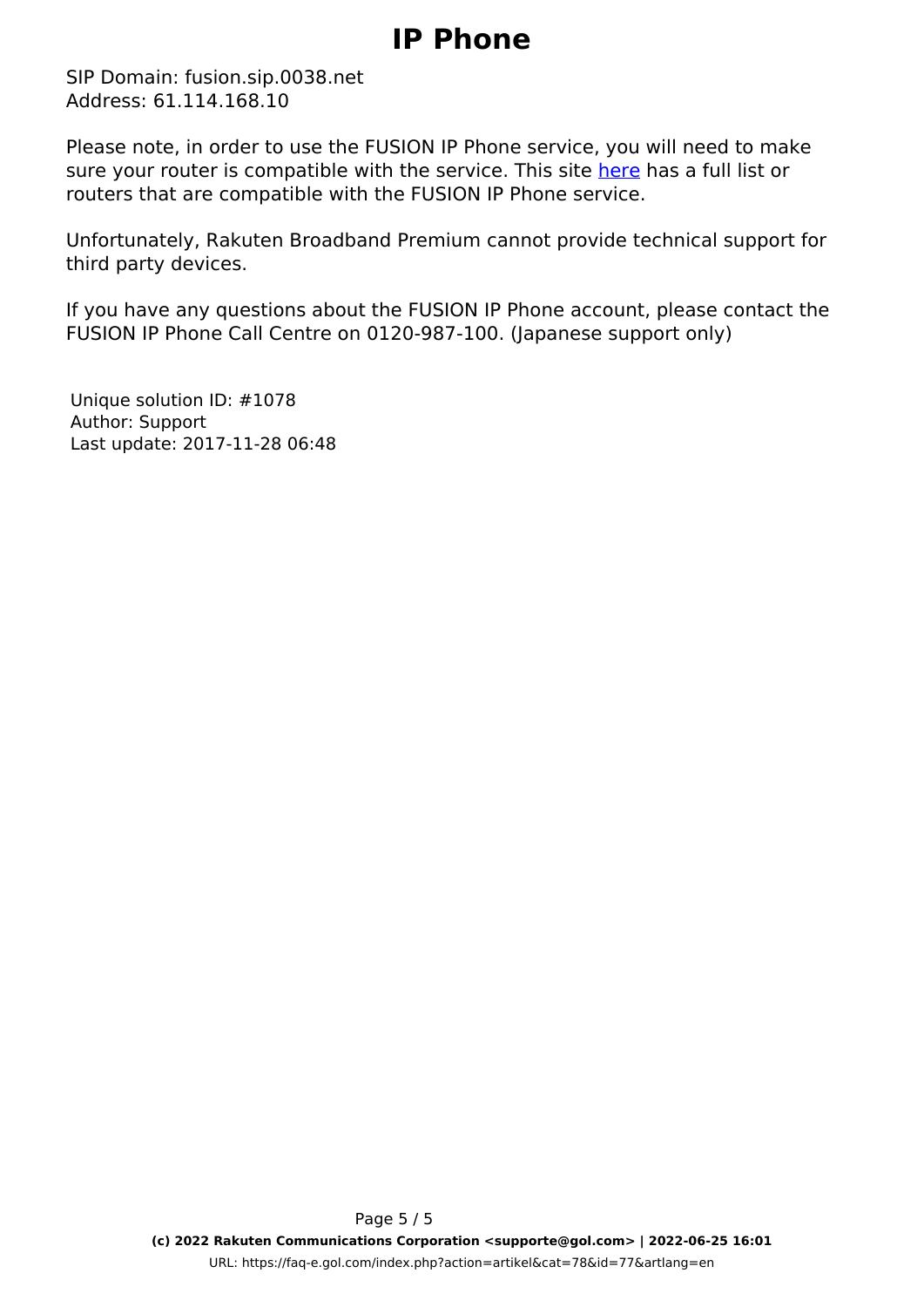# IP Phone

SIP Domain: fusion.sip.0038.net
Address: 61.114.168.10

Please note, in order to use the FUSION IP Phone service, you will need to make sure your router is compatible with the service. This site [here] has a full list or routers that are compatible with the FUSION IP Phone service.

Unfortunately, Rakuten Broadband Premium cannot provide technical support for third party devices.

If you have any questions about the FUSION IP Phone account, please contact the FUSION IP Phone Call Centre on 0120-987-100. (Japanese support only)

Unique solution ID: #1078
Author: Support
Last update: 2017-11-28 06:48